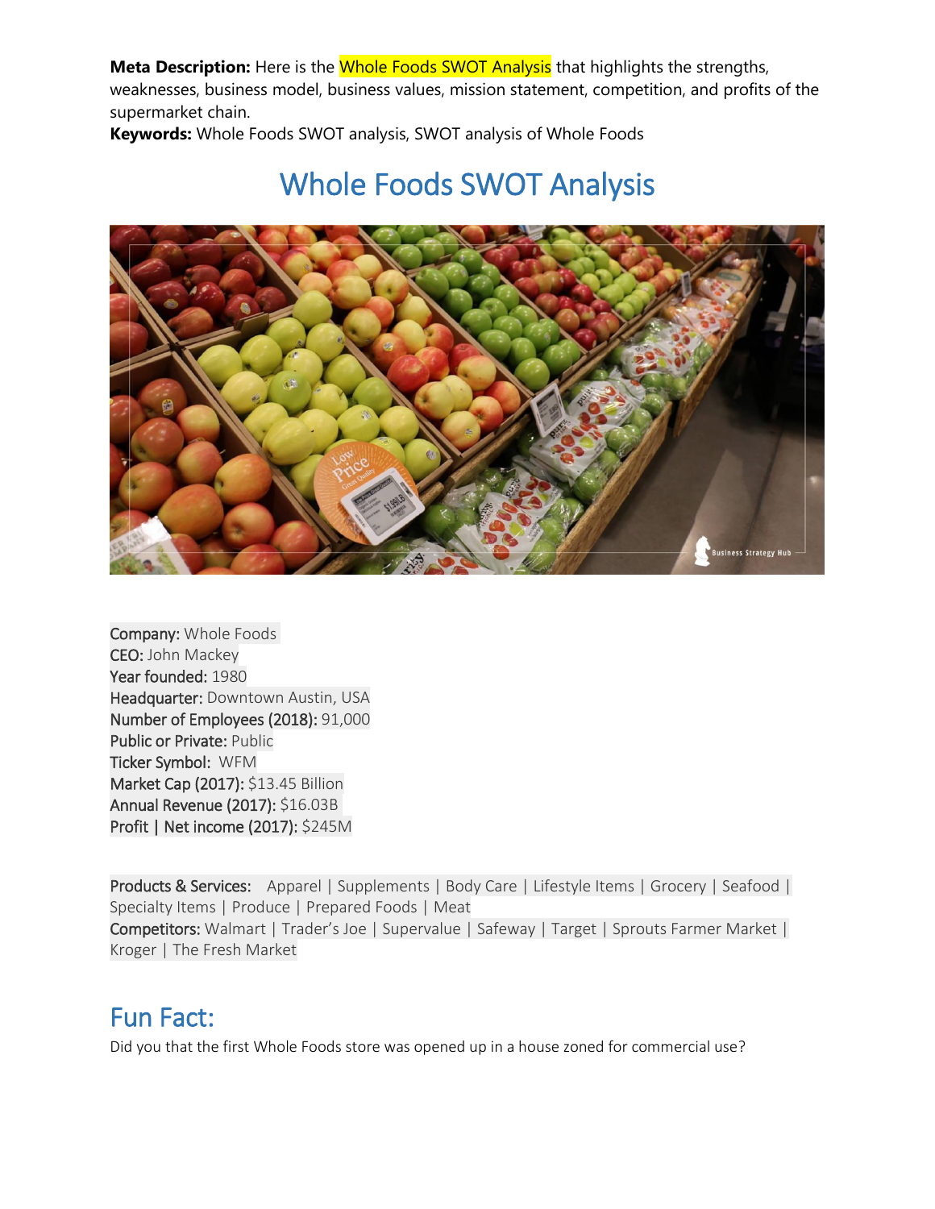**Meta Description:** Here is the Whole Foods SWOT Analysis that highlights the strengths, weaknesses, business model, business values, mission statement, competition, and profits of the supermarket chain.

**Keywords:** Whole Foods SWOT analysis, SWOT analysis of Whole Foods

# Whole Foods SWOT Analysis

Company: Whole Foods
CEO: John Mackey
Year founded: 1980
Headquarter: Downtown Austin, USA
Number of Employees (2018): 91,000
Public or Private: Public
Ticker Symbol: WFM
Market Cap (2017): $13.45 Billion
Annual Revenue (2017): $16.03B
Profit | Net income (2017): $245M

Products & Services: Apparel | Supplements | Body Care | Lifestyle Items | Grocery | Seafood | Specialty Items | Produce | Prepared Foods | Meat
Competitors: Walmart | Trader's Joe | Supervalue | Safeway | Target | Sprouts Farmer Market | Kroger | The Fresh Market

## Fun Fact:

Did you that the first Whole Foods store was opened up in a house zoned for commercial use?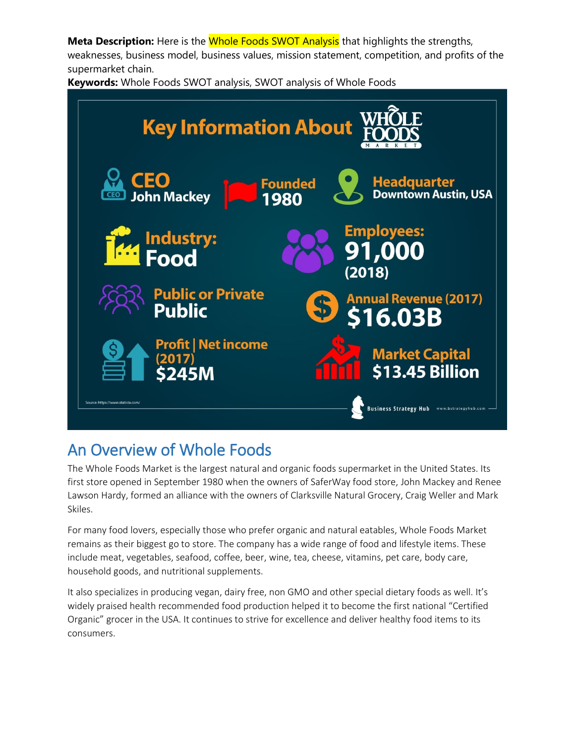**Meta Description:** Here is the Whole Foods SWOT Analysis that highlights the strengths, weaknesses, business model, business values, mission statement, competition, and profits of the supermarket chain.

**Keywords:** Whole Foods SWOT analysis, SWOT analysis of Whole Foods

**Key Information About WHOLE FOODS MARKET**

- **CEO:** John Mackey
- **Founded:** 1980
- **Headquarter:** Downtown Austin, USA
- **Industry:** Food
- **Employees:** 91,000 (2018)
- **Public or Private:** Public
- **Annual Revenue (2017):** $16.03B
- **Profit | Net income (2017):** $245M
- **Market Capital:** $13.45 Billion

Source: https://www.statista.com/

Business Strategy Hub www.bstrategyhub.com

## An Overview of Whole Foods

The Whole Foods Market is the largest natural and organic foods supermarket in the United States. Its first store opened in September 1980 when the owners of SaferWay food store, John Mackey and Renee Lawson Hardy, formed an alliance with the owners of Clarksville Natural Grocery, Craig Weller and Mark Skiles.

For many food lovers, especially those who prefer organic and natural eatables, Whole Foods Market remains as their biggest go to store. The company has a wide range of food and lifestyle items. These include meat, vegetables, seafood, coffee, beer, wine, tea, cheese, vitamins, pet care, body care, household goods, and nutritional supplements.

It also specializes in producing vegan, dairy free, non GMO and other special dietary foods as well. It's widely praised health recommended food production helped it to become the first national "Certified Organic" grocer in the USA. It continues to strive for excellence and deliver healthy food items to its consumers.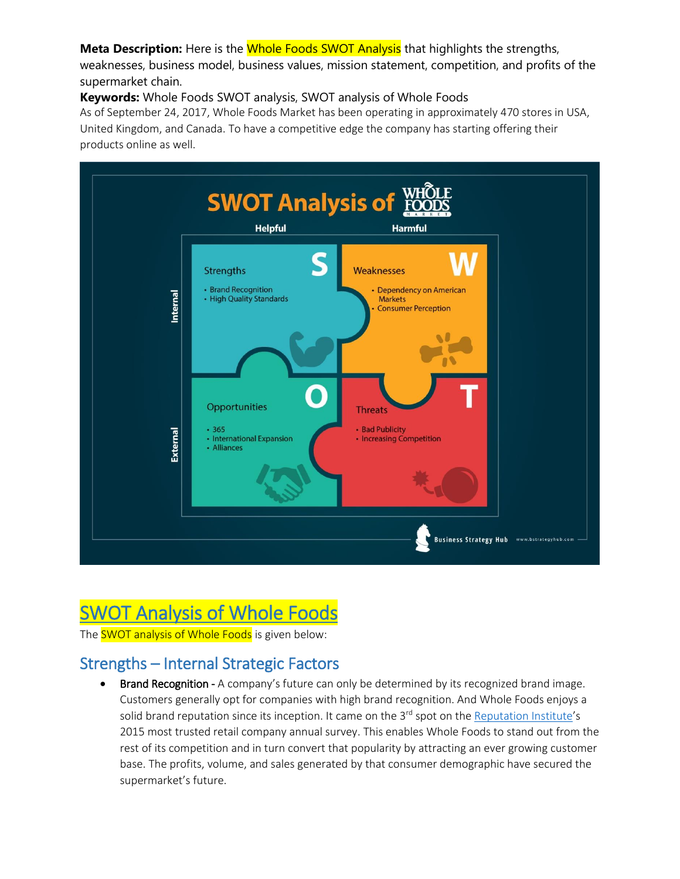**Meta Description:** Here is the Whole Foods SWOT Analysis that highlights the strengths, weaknesses, business model, business values, mission statement, competition, and profits of the supermarket chain.

**Keywords:** Whole Foods SWOT analysis, SWOT analysis of Whole Foods

As of September 24, 2017, Whole Foods Market has been operating in approximately 470 stores in USA, United Kingdom, and Canada. To have a competitive edge the company has starting offering their products online as well.

SWOT Analysis of Whole Foods Market

| | Helpful | Harmful |
|---|---|---|
| Internal | **Strengths (S)**<br>• Brand Recognition<br>• High Quality Standards | **Weaknesses (W)**<br>• Dependency on American Markets<br>• Consumer Perception |
| External | **Opportunities (O)**<br>• 365<br>• International Expansion<br>• Alliances | **Threats (T)**<br>• Bad Publicity<br>• Increasing Competition |

Business Strategy Hub www.bstrategyhub.com

# SWOT Analysis of Whole Foods

The SWOT analysis of Whole Foods is given below:

## Strengths – Internal Strategic Factors

- Brand Recognition - A company's future can only be determined by its recognized brand image. Customers generally opt for companies with high brand recognition. And Whole Foods enjoys a solid brand reputation since its inception. It came on the 3rd spot on the Reputation Institute's 2015 most trusted retail company annual survey. This enables Whole Foods to stand out from the rest of its competition and in turn convert that popularity by attracting an ever growing customer base. The profits, volume, and sales generated by that consumer demographic have secured the supermarket's future.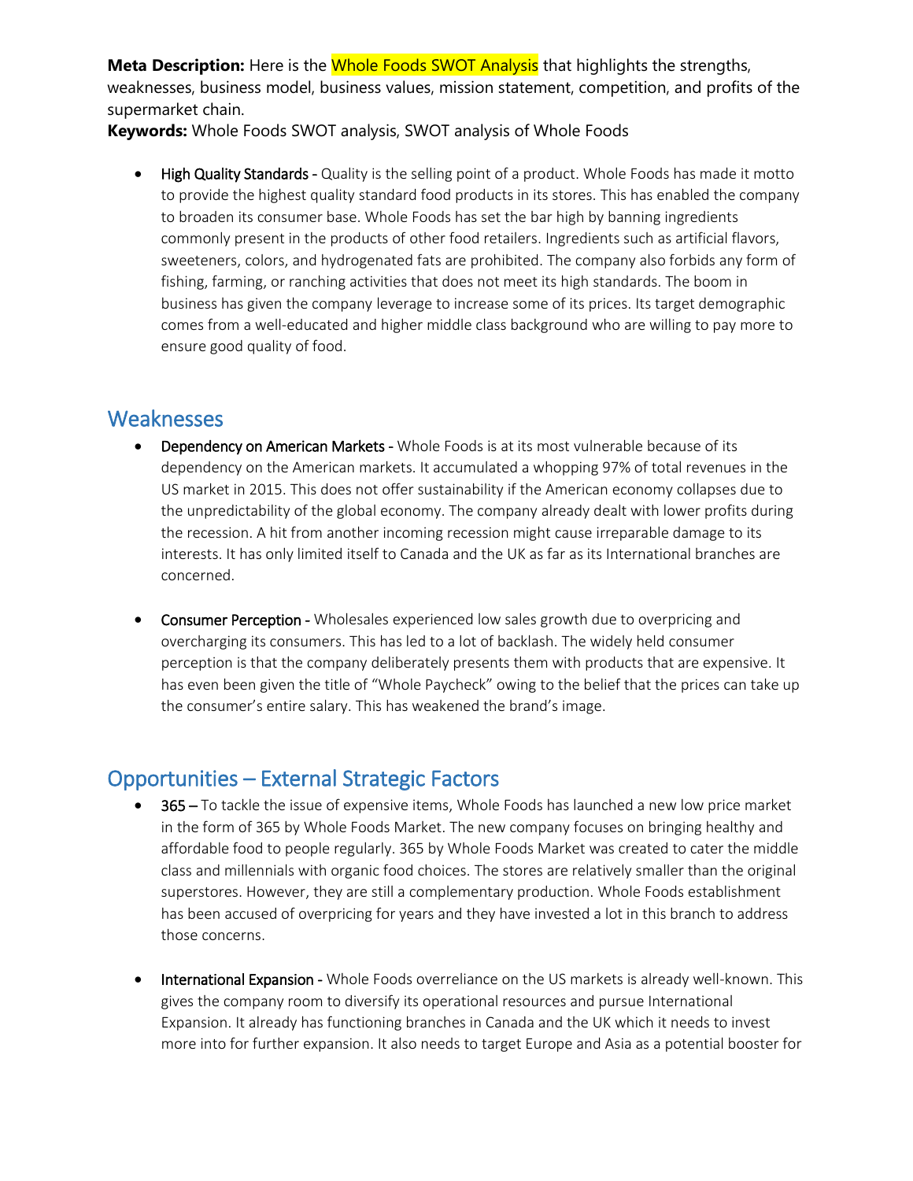**Meta Description:** Here is the Whole Foods SWOT Analysis that highlights the strengths, weaknesses, business model, business values, mission statement, competition, and profits of the supermarket chain.

**Keywords:** Whole Foods SWOT analysis, SWOT analysis of Whole Foods

- High Quality Standards - Quality is the selling point of a product. Whole Foods has made it motto to provide the highest quality standard food products in its stores. This has enabled the company to broaden its consumer base. Whole Foods has set the bar high by banning ingredients commonly present in the products of other food retailers. Ingredients such as artificial flavors, sweeteners, colors, and hydrogenated fats are prohibited. The company also forbids any form of fishing, farming, or ranching activities that does not meet its high standards. The boom in business has given the company leverage to increase some of its prices. Its target demographic comes from a well-educated and higher middle class background who are willing to pay more to ensure good quality of food.

## Weaknesses

- Dependency on American Markets - Whole Foods is at its most vulnerable because of its dependency on the American markets. It accumulated a whopping 97% of total revenues in the US market in 2015. This does not offer sustainability if the American economy collapses due to the unpredictability of the global economy. The company already dealt with lower profits during the recession. A hit from another incoming recession might cause irreparable damage to its interests. It has only limited itself to Canada and the UK as far as its International branches are concerned.

- Consumer Perception - Wholesales experienced low sales growth due to overpricing and overcharging its consumers. This has led to a lot of backlash. The widely held consumer perception is that the company deliberately presents them with products that are expensive. It has even been given the title of "Whole Paycheck" owing to the belief that the prices can take up the consumer's entire salary. This has weakened the brand's image.

## Opportunities – External Strategic Factors

- 365 – To tackle the issue of expensive items, Whole Foods has launched a new low price market in the form of 365 by Whole Foods Market. The new company focuses on bringing healthy and affordable food to people regularly. 365 by Whole Foods Market was created to cater the middle class and millennials with organic food choices. The stores are relatively smaller than the original superstores. However, they are still a complementary production. Whole Foods establishment has been accused of overpricing for years and they have invested a lot in this branch to address those concerns.

- International Expansion - Whole Foods overreliance on the US markets is already well-known. This gives the company room to diversify its operational resources and pursue International Expansion. It already has functioning branches in Canada and the UK which it needs to invest more into for further expansion. It also needs to target Europe and Asia as a potential booster for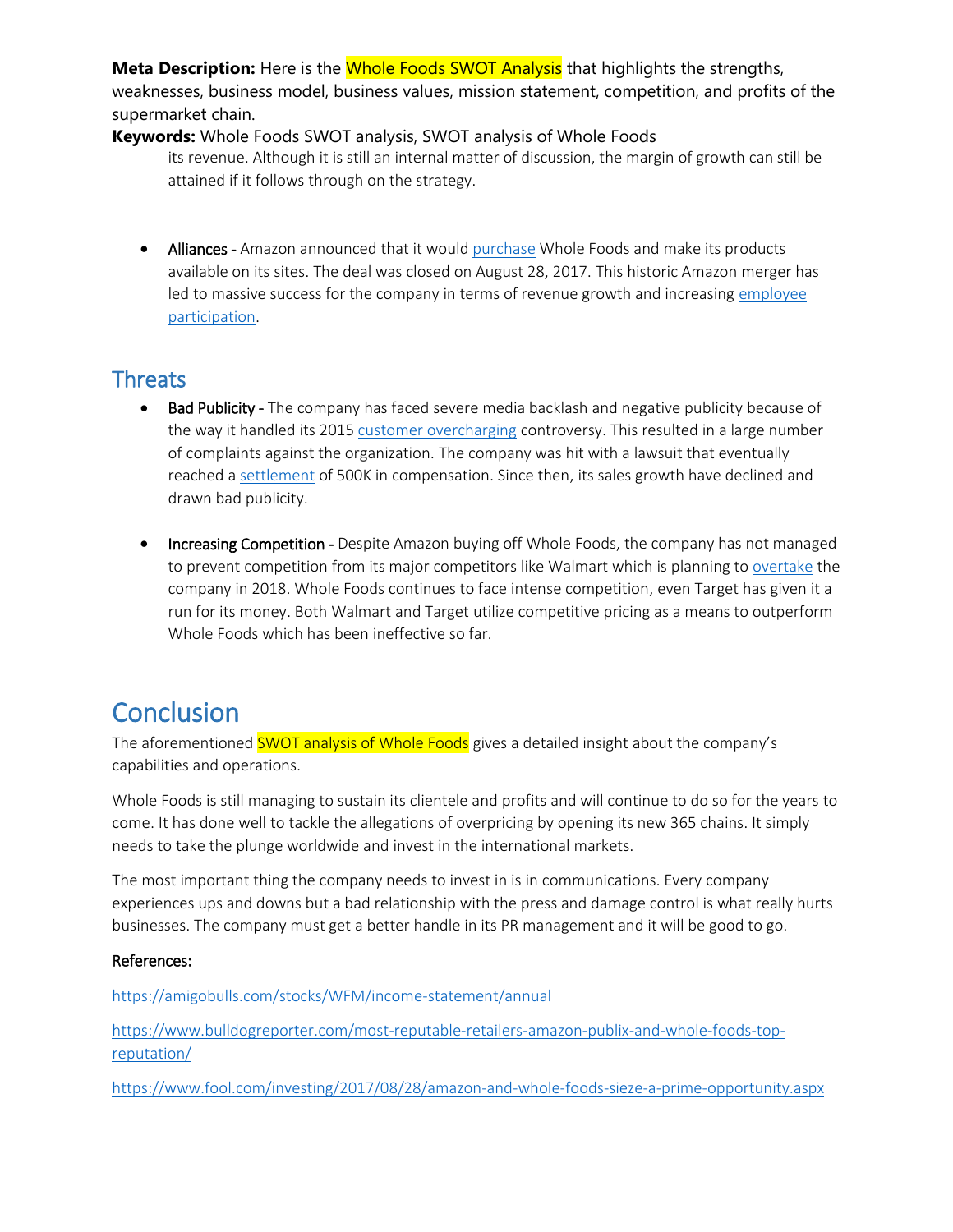**Meta Description:** Here is the Whole Foods SWOT Analysis that highlights the strengths, weaknesses, business model, business values, mission statement, competition, and profits of the supermarket chain.

**Keywords:** Whole Foods SWOT analysis, SWOT analysis of Whole Foods

its revenue. Although it is still an internal matter of discussion, the margin of growth can still be attained if it follows through on the strategy.

- Alliances - Amazon announced that it would purchase Whole Foods and make its products available on its sites. The deal was closed on August 28, 2017. This historic Amazon merger has led to massive success for the company in terms of revenue growth and increasing employee participation.

## Threats

- Bad Publicity - The company has faced severe media backlash and negative publicity because of the way it handled its 2015 customer overcharging controversy. This resulted in a large number of complaints against the organization. The company was hit with a lawsuit that eventually reached a settlement of 500K in compensation. Since then, its sales growth have declined and drawn bad publicity.

- Increasing Competition - Despite Amazon buying off Whole Foods, the company has not managed to prevent competition from its major competitors like Walmart which is planning to overtake the company in 2018. Whole Foods continues to face intense competition, even Target has given it a run for its money. Both Walmart and Target utilize competitive pricing as a means to outperform Whole Foods which has been ineffective so far.

# Conclusion

The aforementioned SWOT analysis of Whole Foods gives a detailed insight about the company's capabilities and operations.

Whole Foods is still managing to sustain its clientele and profits and will continue to do so for the years to come. It has done well to tackle the allegations of overpricing by opening its new 365 chains. It simply needs to take the plunge worldwide and invest in the international markets.

The most important thing the company needs to invest in is in communications. Every company experiences ups and downs but a bad relationship with the press and damage control is what really hurts businesses. The company must get a better handle in its PR management and it will be good to go.

References:

https://amigobulls.com/stocks/WFM/income-statement/annual

https://www.bulldogreporter.com/most-reputable-retailers-amazon-publix-and-whole-foods-top-reputation/

https://www.fool.com/investing/2017/08/28/amazon-and-whole-foods-sieze-a-prime-opportunity.aspx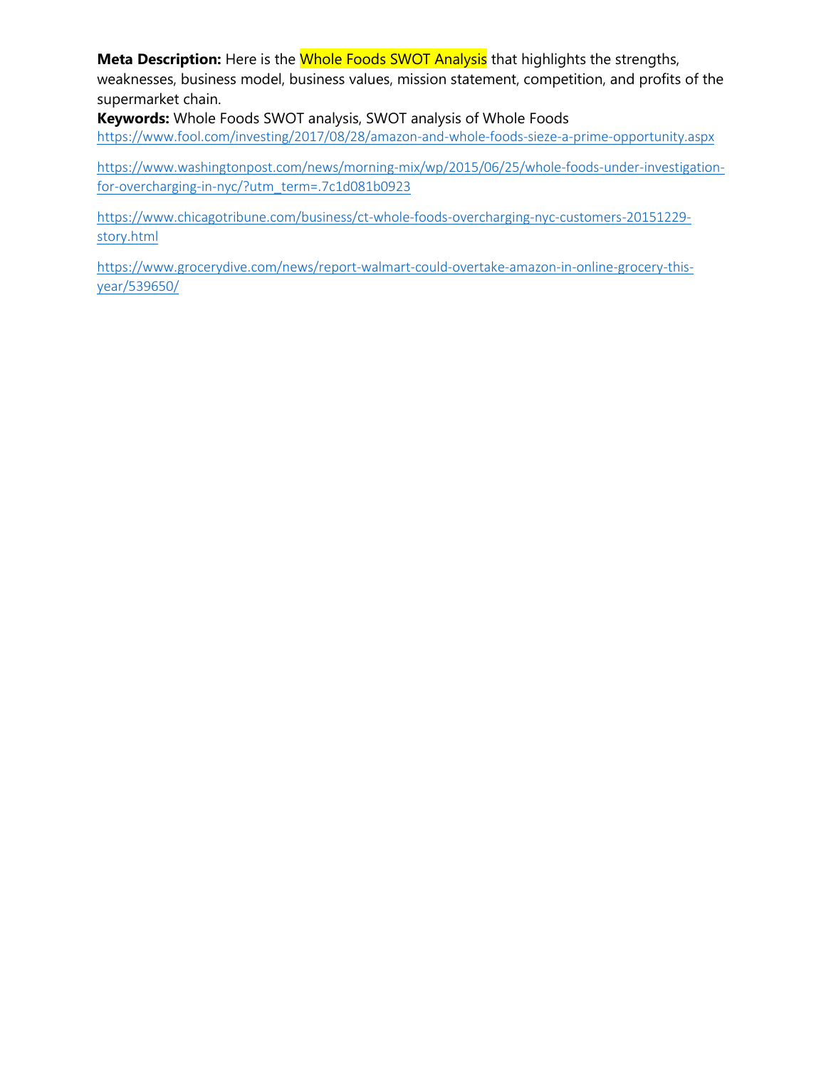**Meta Description:** Here is the Whole Foods SWOT Analysis that highlights the strengths, weaknesses, business model, business values, mission statement, competition, and profits of the supermarket chain.

**Keywords:** Whole Foods SWOT analysis, SWOT analysis of Whole Foods

https://www.fool.com/investing/2017/08/28/amazon-and-whole-foods-sieze-a-prime-opportunity.aspx

https://www.washingtonpost.com/news/morning-mix/wp/2015/06/25/whole-foods-under-investigation-for-overcharging-in-nyc/?utm_term=.7c1d081b0923

https://www.chicagotribune.com/business/ct-whole-foods-overcharging-nyc-customers-20151229-story.html

https://www.grocerydive.com/news/report-walmart-could-overtake-amazon-in-online-grocery-this-year/539650/